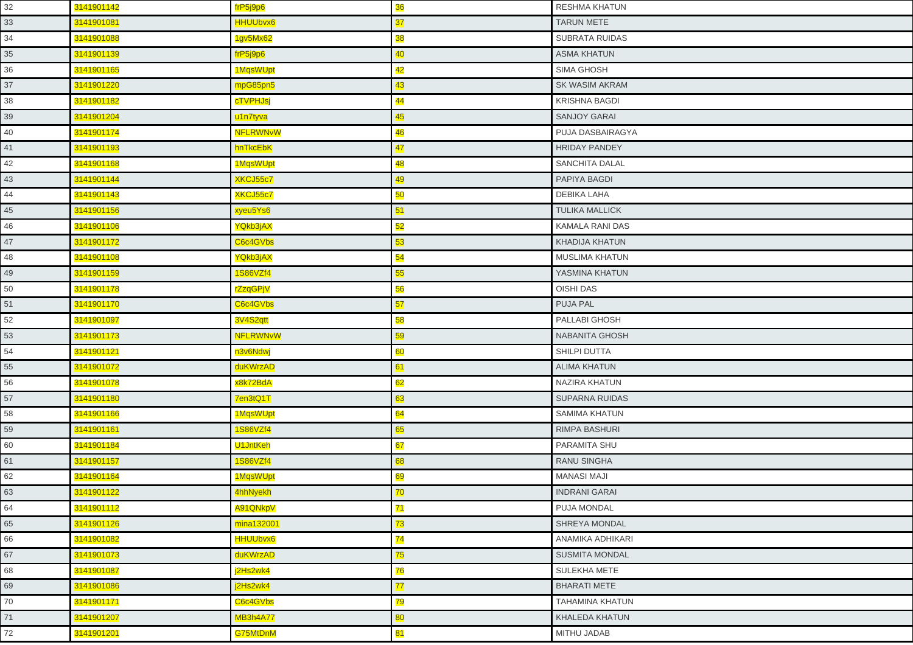| | | | | |
|---|---|---|---|---|
| 32 | 3141901142 | frP5j9p6 | 36 | RESHMA KHATUN |
| 33 | 3141901081 | HHUUbvx6 | 37 | TARUN METE |
| 34 | 3141901088 | 1gv5Mx62 | 38 | SUBRATA RUIDAS |
| 35 | 3141901139 | frP5j9p6 | 40 | ASMA KHATUN |
| 36 | 3141901165 | 1MqsWUpt | 42 | SIMA GHOSH |
| 37 | 3141901220 | mpG85pn5 | 43 | SK WASIM AKRAM |
| 38 | 3141901182 | cTVPHJsj | 44 | KRISHNA BAGDI |
| 39 | 3141901204 | u1n7tyva | 45 | SANJOY GARAI |
| 40 | 3141901174 | NFLRWNvW | 46 | PUJA DASBAIRAGYA |
| 41 | 3141901193 | hnTkcEbK | 47 | HRIDAY PANDEY |
| 42 | 3141901168 | 1MqsWUpt | 48 | SANCHITA DALAL |
| 43 | 3141901144 | XKCJ55c7 | 49 | PAPIYA BAGDI |
| 44 | 3141901143 | XKCJ55c7 | 50 | DEBIKA LAHA |
| 45 | 3141901156 | xyeu5Ys6 | 51 | TULIKA MALLICK |
| 46 | 3141901106 | YQkb3jAX | 52 | KAMALA RANI DAS |
| 47 | 3141901172 | C6c4GVbs | 53 | KHADIJA KHATUN |
| 48 | 3141901108 | YQkb3jAX | 54 | MUSLIMA KHATUN |
| 49 | 3141901159 | 1S86VZf4 | 55 | YASMINA KHATUN |
| 50 | 3141901178 | rZzqGPjV | 56 | OISHI DAS |
| 51 | 3141901170 | C6c4GVbs | 57 | PUJA PAL |
| 52 | 3141901097 | 3V4S2qtt | 58 | PALLABI GHOSH |
| 53 | 3141901173 | NFLRWNvW | 59 | NABANITA GHOSH |
| 54 | 3141901121 | n3v6Ndwj | 60 | SHILPI DUTTA |
| 55 | 3141901072 | duKWrzAD | 61 | ALIMA KHATUN |
| 56 | 3141901078 | x8k72BdA | 62 | NAZIRA KHATUN |
| 57 | 3141901180 | 7en3tQ1T | 63 | SUPARNA RUIDAS |
| 58 | 3141901166 | 1MqsWUpt | 64 | SAMIMA KHATUN |
| 59 | 3141901161 | 1S86VZf4 | 65 | RIMPA BASHURI |
| 60 | 3141901184 | U1JntKeh | 67 | PARAMITA SHU |
| 61 | 3141901157 | 1S86VZf4 | 68 | RANU SINGHA |
| 62 | 3141901164 | 1MqsWUpt | 69 | MANASI MAJI |
| 63 | 3141901122 | 4hhNyekh | 70 | INDRANI GARAI |
| 64 | 3141901112 | A91QNkpV | 71 | PUJA MONDAL |
| 65 | 3141901126 | mina132001 | 73 | SHREYA MONDAL |
| 66 | 3141901082 | HHUUbvx6 | 74 | ANAMIKA ADHIKARI |
| 67 | 3141901073 | duKWrzAD | 75 | SUSMITA MONDAL |
| 68 | 3141901087 | j2Hs2wk4 | 76 | SULEKHA METE |
| 69 | 3141901086 | j2Hs2wk4 | 77 | BHARATI METE |
| 70 | 3141901171 | C6c4GVbs | 79 | TAHAMINA KHATUN |
| 71 | 3141901207 | MB3h4A77 | 80 | KHALEDA KHATUN |
| 72 | 3141901201 | G75MtDnM | 81 | MITHU JADAB |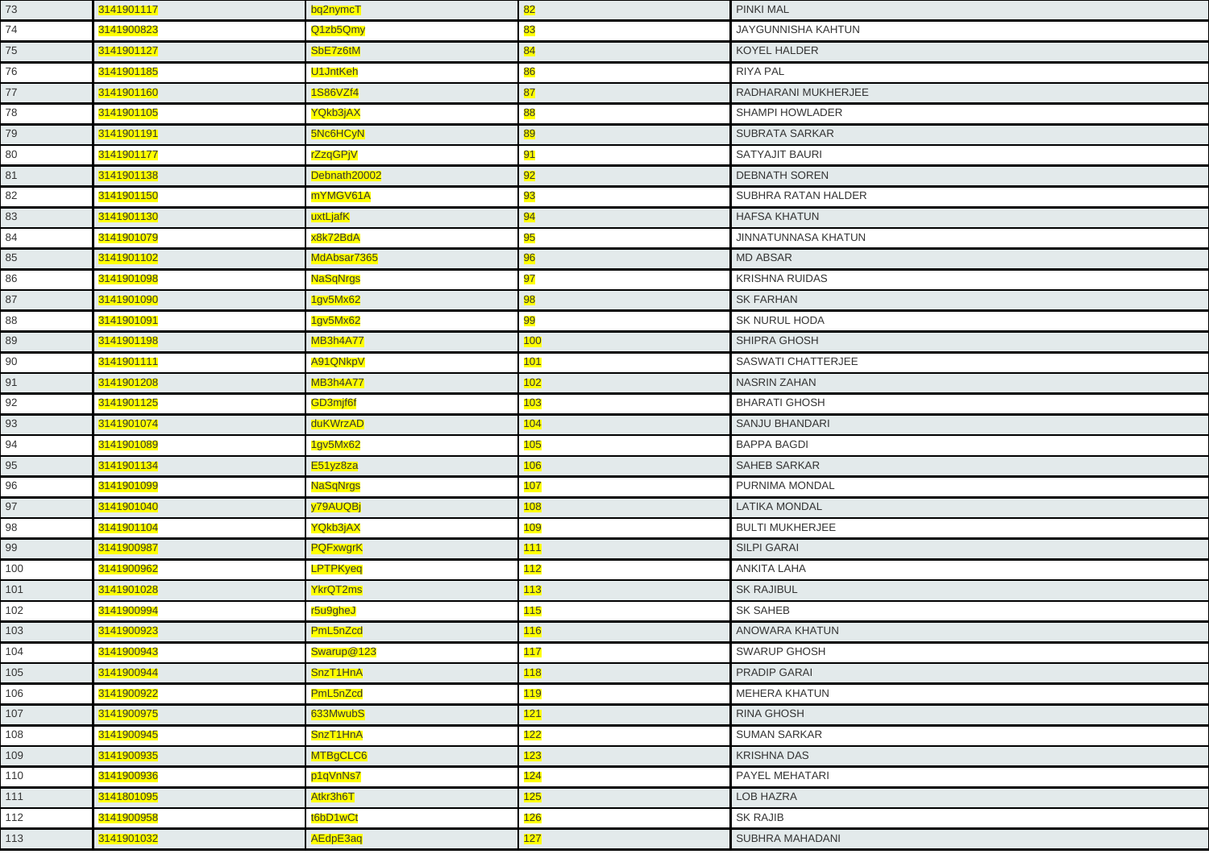| | | | | |
|---|---|---|---|---|
| 73 | 3141901117 | bq2nymcT | 82 | PINKI MAL |
| 74 | 3141900823 | Q1zb5Qmy | 83 | JAYGUNNISHA KAHTUN |
| 75 | 3141901127 | SbE7z6tM | 84 | KOYEL HALDER |
| 76 | 3141901185 | U1JntKeh | 86 | RIYA PAL |
| 77 | 3141901160 | 1S86VZf4 | 87 | RADHARANI MUKHERJEE |
| 78 | 3141901105 | YQkb3jAX | 88 | SHAMPI HOWLADER |
| 79 | 3141901191 | 5Nc6HCyN | 89 | SUBRATA SARKAR |
| 80 | 3141901177 | rZzqGPjV | 91 | SATYAJIT BAURI |
| 81 | 3141901138 | Debnath20002 | 92 | DEBNATH SOREN |
| 82 | 3141901150 | mYMGV61A | 93 | SUBHRA RATAN HALDER |
| 83 | 3141901130 | uxtLjafK | 94 | HAFSA KHATUN |
| 84 | 3141901079 | x8k72BdA | 95 | JINNATUNNASA KHATUN |
| 85 | 3141901102 | MdAbsar7365 | 96 | MD ABSAR |
| 86 | 3141901098 | NaSqNrgs | 97 | KRISHNA RUIDAS |
| 87 | 3141901090 | 1gv5Mx62 | 98 | SK FARHAN |
| 88 | 3141901091 | 1gv5Mx62 | 99 | SK NURUL HODA |
| 89 | 3141901198 | MB3h4A77 | 100 | SHIPRA GHOSH |
| 90 | 3141901111 | A91QNkpV | 101 | SASWATI CHATTERJEE |
| 91 | 3141901208 | MB3h4A77 | 102 | NASRIN ZAHAN |
| 92 | 3141901125 | GD3mjf6f | 103 | BHARATI GHOSH |
| 93 | 3141901074 | duKWrzAD | 104 | SANJU BHANDARI |
| 94 | 3141901089 | 1gv5Mx62 | 105 | BAPPA BAGDI |
| 95 | 3141901134 | E51yz8za | 106 | SAHEB SARKAR |
| 96 | 3141901099 | NaSqNrgs | 107 | PURNIMA MONDAL |
| 97 | 3141901040 | y79AUQBj | 108 | LATIKA MONDAL |
| 98 | 3141901104 | YQkb3jAX | 109 | BULTI MUKHERJEE |
| 99 | 3141900987 | PQFxwgrK | 111 | SILPI GARAI |
| 100 | 3141900962 | LPTPKyeq | 112 | ANKITA LAHA |
| 101 | 3141901028 | YkrQT2ms | 113 | SK RAJIBUL |
| 102 | 3141900994 | r5u9gheJ | 115 | SK SAHEB |
| 103 | 3141900923 | PmL5nZcd | 116 | ANOWARA KHATUN |
| 104 | 3141900943 | Swarup@123 | 117 | SWARUP GHOSH |
| 105 | 3141900944 | SnzT1HnA | 118 | PRADIP GARAI |
| 106 | 3141900922 | PmL5nZcd | 119 | MEHERA KHATUN |
| 107 | 3141900975 | 633MwubS | 121 | RINA GHOSH |
| 108 | 3141900945 | SnzT1HnA | 122 | SUMAN SARKAR |
| 109 | 3141900935 | MTBgCLC6 | 123 | KRISHNA DAS |
| 110 | 3141900936 | p1qVnNs7 | 124 | PAYEL MEHATARI |
| 111 | 3141801095 | Atkr3h6T | 125 | LOB HAZRA |
| 112 | 3141900958 | t6bD1wCt | 126 | SK RAJIB |
| 113 | 3141901032 | AEdpE3aq | 127 | SUBHRA MAHADANI |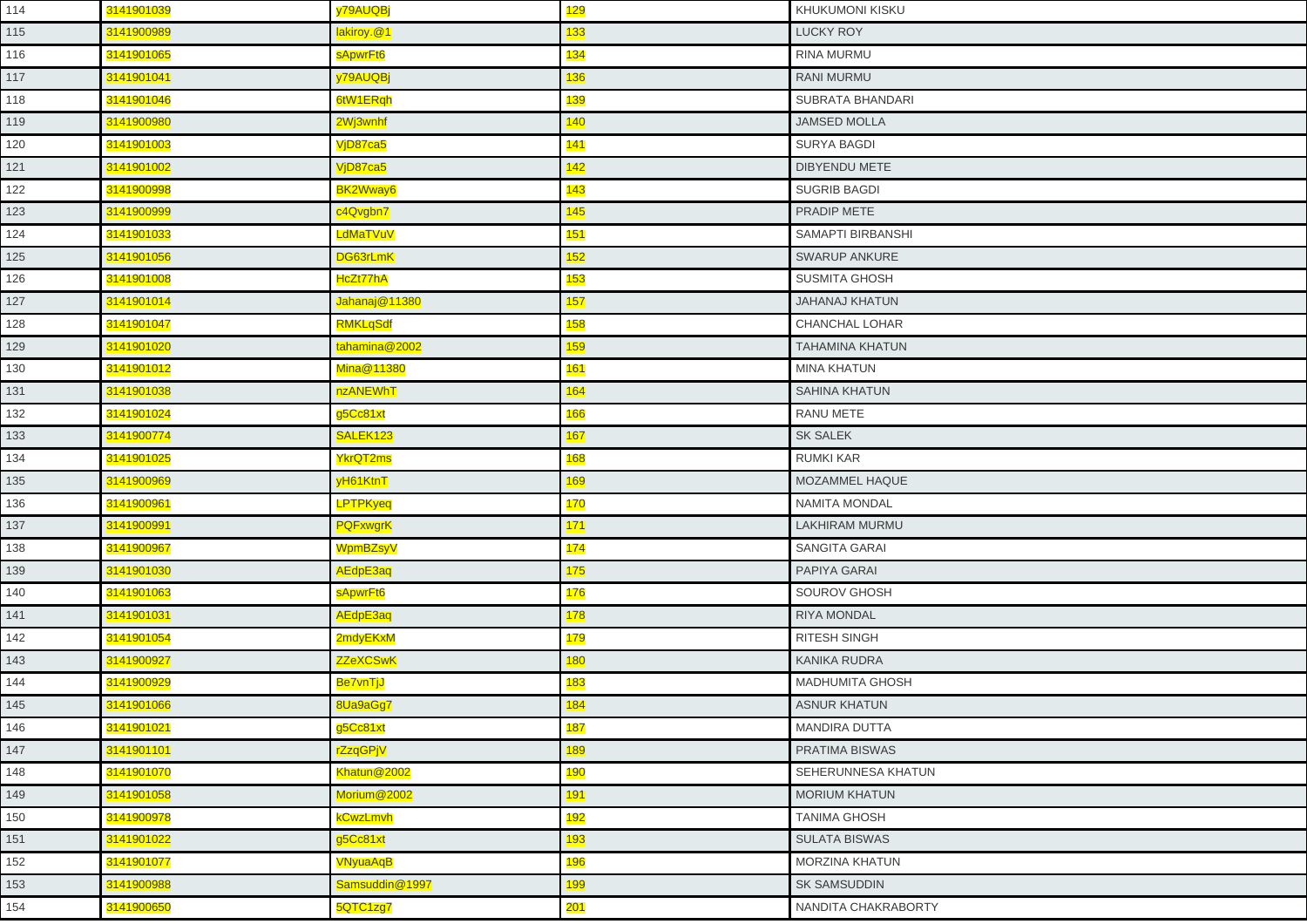| | | | | |
|---|---|---|---|---|
| 114 | 3141901039 | y79AUQBj | 129 | KHUKUMONI KISKU |
| 115 | 3141900989 | lakiroy.@1 | 133 | LUCKY ROY |
| 116 | 3141901065 | sApwrFt6 | 134 | RINA MURMU |
| 117 | 3141901041 | y79AUQBj | 136 | RANI MURMU |
| 118 | 3141901046 | 6tW1ERqh | 139 | SUBRATA BHANDARI |
| 119 | 3141900980 | 2Wj3wnhf | 140 | JAMSED MOLLA |
| 120 | 3141901003 | VjD87ca5 | 141 | SURYA BAGDI |
| 121 | 3141901002 | VjD87ca5 | 142 | DIBYENDU METE |
| 122 | 3141900998 | BK2Wway6 | 143 | SUGRIB BAGDI |
| 123 | 3141900999 | c4Qvgbn7 | 145 | PRADIP METE |
| 124 | 3141901033 | LdMaTVuV | 151 | SAMAPTI BIRBANSHI |
| 125 | 3141901056 | DG63rLmK | 152 | SWARUP ANKURE |
| 126 | 3141901008 | HcZt77hA | 153 | SUSMITA GHOSH |
| 127 | 3141901014 | Jahanaj@11380 | 157 | JAHANAJ KHATUN |
| 128 | 3141901047 | RMKLqSdf | 158 | CHANCHAL LOHAR |
| 129 | 3141901020 | tahamina@2002 | 159 | TAHAMINA KHATUN |
| 130 | 3141901012 | Mina@11380 | 161 | MINA KHATUN |
| 131 | 3141901038 | nzANEWhT | 164 | SAHINA KHATUN |
| 132 | 3141901024 | g5Cc81xt | 166 | RANU METE |
| 133 | 3141900774 | SALEK123 | 167 | SK SALEK |
| 134 | 3141901025 | YkrQT2ms | 168 | RUMKI KAR |
| 135 | 3141900969 | yH61KtnT | 169 | MOZAMMEL HAQUE |
| 136 | 3141900961 | LPTPKyeq | 170 | NAMITA MONDAL |
| 137 | 3141900991 | PQFxwgrK | 171 | LAKHIRAM MURMU |
| 138 | 3141900967 | WpmBZsyV | 174 | SANGITA GARAI |
| 139 | 3141901030 | AEdpE3aq | 175 | PAPIYA GARAI |
| 140 | 3141901063 | sApwrFt6 | 176 | SOUROV GHOSH |
| 141 | 3141901031 | AEdpE3aq | 178 | RIYA MONDAL |
| 142 | 3141901054 | 2mdyEKxM | 179 | RITESH SINGH |
| 143 | 3141900927 | ZZeXCSwK | 180 | KANIKA RUDRA |
| 144 | 3141900929 | Be7vnTjJ | 183 | MADHUMITA GHOSH |
| 145 | 3141901066 | 8Ua9aGg7 | 184 | ASNUR KHATUN |
| 146 | 3141901021 | g5Cc81xt | 187 | MANDIRA DUTTA |
| 147 | 3141901101 | rZzqGPjV | 189 | PRATIMA BISWAS |
| 148 | 3141901070 | Khatun@2002 | 190 | SEHERUNNESA KHATUN |
| 149 | 3141901058 | Morium@2002 | 191 | MORIUM KHATUN |
| 150 | 3141900978 | kCwzLmvh | 192 | TANIMA GHOSH |
| 151 | 3141901022 | g5Cc81xt | 193 | SULATA BISWAS |
| 152 | 3141901077 | VNyuaAqB | 196 | MORZINA KHATUN |
| 153 | 3141900988 | Samsuddin@1997 | 199 | SK SAMSUDDIN |
| 154 | 3141900650 | 5QTC1zg7 | 201 | NANDITA CHAKRABORTY |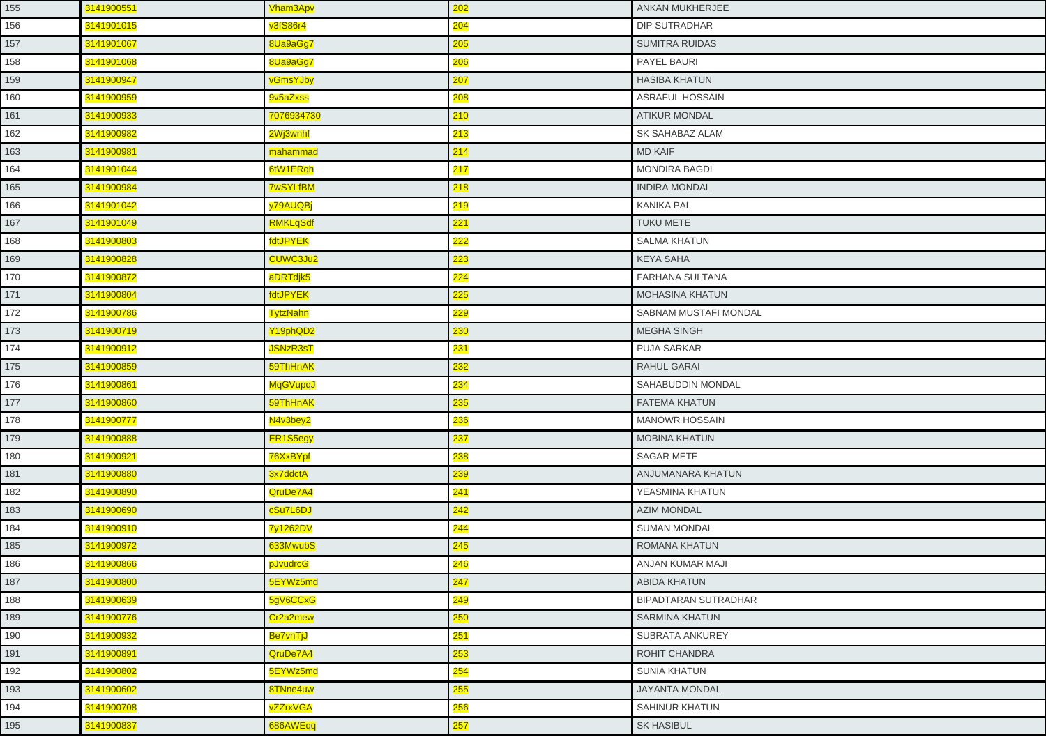| | | | | |
|---|---|---|---|---|
| 155 | 3141900551 | Vham3Apv | 202 | ANKAN MUKHERJEE |
| 156 | 3141901015 | v3fS86r4 | 204 | DIP SUTRADHAR |
| 157 | 3141901067 | 8Ua9aGg7 | 205 | SUMITRA RUIDAS |
| 158 | 3141901068 | 8Ua9aGg7 | 206 | PAYEL BAURI |
| 159 | 3141900947 | vGmsYJby | 207 | HASIBA KHATUN |
| 160 | 3141900959 | 9v5aZxss | 208 | ASRAFUL HOSSAIN |
| 161 | 3141900933 | 7076934730 | 210 | ATIKUR MONDAL |
| 162 | 3141900982 | 2Wj3wnhf | 213 | SK SAHABAZ ALAM |
| 163 | 3141900981 | mahammad | 214 | MD KAIF |
| 164 | 3141901044 | 6tW1ERqh | 217 | MONDIRA BAGDI |
| 165 | 3141900984 | 7wSYLfBM | 218 | INDIRA MONDAL |
| 166 | 3141901042 | y79AUQBj | 219 | KANIKA PAL |
| 167 | 3141901049 | RMKLqSdf | 221 | TUKU METE |
| 168 | 3141900803 | fdtJPYEK | 222 | SALMA KHATUN |
| 169 | 3141900828 | CUWC3Ju2 | 223 | KEYA SAHA |
| 170 | 3141900872 | aDRTdjk5 | 224 | FARHANA SULTANA |
| 171 | 3141900804 | fdtJPYEK | 225 | MOHASINA KHATUN |
| 172 | 3141900786 | TytzNahn | 229 | SABNAM MUSTAFI MONDAL |
| 173 | 3141900719 | Y19phQD2 | 230 | MEGHA SINGH |
| 174 | 3141900912 | JSNzR3sT | 231 | PUJA SARKAR |
| 175 | 3141900859 | 59ThHnAK | 232 | RAHUL GARAI |
| 176 | 3141900861 | MqGVupqJ | 234 | SAHABUDDIN MONDAL |
| 177 | 3141900860 | 59ThHnAK | 235 | FATEMA KHATUN |
| 178 | 3141900777 | N4v3bey2 | 236 | MANOWR HOSSAIN |
| 179 | 3141900888 | ER1S5egy | 237 | MOBINA KHATUN |
| 180 | 3141900921 | 76XxBYpf | 238 | SAGAR METE |
| 181 | 3141900880 | 3x7ddctA | 239 | ANJUMANARA KHATUN |
| 182 | 3141900890 | QruDe7A4 | 241 | YEASMINA KHATUN |
| 183 | 3141900690 | cSu7L6DJ | 242 | AZIM MONDAL |
| 184 | 3141900910 | 7y1262DV | 244 | SUMAN MONDAL |
| 185 | 3141900972 | 633MwubS | 245 | ROMANA KHATUN |
| 186 | 3141900866 | pJvudrcG | 246 | ANJAN KUMAR MAJI |
| 187 | 3141900800 | 5EYWz5md | 247 | ABIDA KHATUN |
| 188 | 3141900639 | 5gV6CCxG | 249 | BIPADTARAN SUTRADHAR |
| 189 | 3141900776 | Cr2a2mew | 250 | SARMINA KHATUN |
| 190 | 3141900932 | Be7vnTjJ | 251 | SUBRATA ANKUREY |
| 191 | 3141900891 | QruDe7A4 | 253 | ROHIT CHANDRA |
| 192 | 3141900802 | 5EYWz5md | 254 | SUNIA KHATUN |
| 193 | 3141900602 | 8TNne4uw | 255 | JAYANTA MONDAL |
| 194 | 3141900708 | vZZrxVGA | 256 | SAHINUR KHATUN |
| 195 | 3141900837 | 686AWEqq | 257 | SK HASIBUL |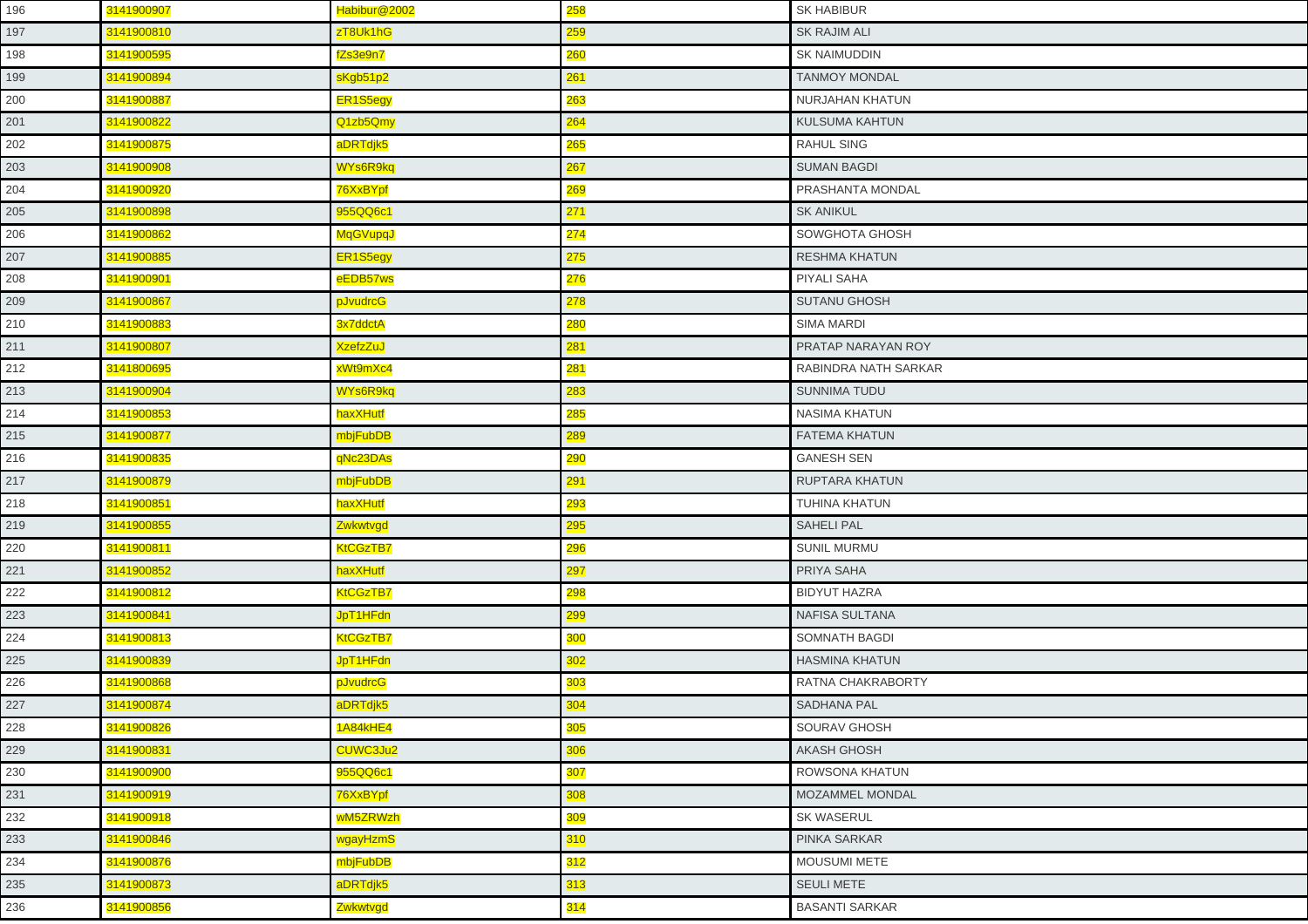| | | | | |
|---|---|---|---|---|
| 196 | 3141900907 | Habibur@2002 | 258 | SK HABIBUR |
| 197 | 3141900810 | zT8Uk1hG | 259 | SK RAJIM ALI |
| 198 | 3141900595 | fZs3e9n7 | 260 | SK NAIMUDDIN |
| 199 | 3141900894 | sKgb51p2 | 261 | TANMOY MONDAL |
| 200 | 3141900887 | ER1S5egy | 263 | NURJAHAN KHATUN |
| 201 | 3141900822 | Q1zb5Qmy | 264 | KULSUMA KAHTUN |
| 202 | 3141900875 | aDRTdjk5 | 265 | RAHUL SING |
| 203 | 3141900908 | WYs6R9kq | 267 | SUMAN BAGDI |
| 204 | 3141900920 | 76XxBYpf | 269 | PRASHANTA MONDAL |
| 205 | 3141900898 | 955QQ6c1 | 271 | SK ANIKUL |
| 206 | 3141900862 | MqGVupqJ | 274 | SOWGHOTA GHOSH |
| 207 | 3141900885 | ER1S5egy | 275 | RESHMA KHATUN |
| 208 | 3141900901 | eEDB57ws | 276 | PIYALI SAHA |
| 209 | 3141900867 | pJvudrcG | 278 | SUTANU GHOSH |
| 210 | 3141900883 | 3x7ddctA | 280 | SIMA MARDI |
| 211 | 3141900807 | XzefzZuJ | 281 | PRATAP NARAYAN ROY |
| 212 | 3141800695 | xWt9mXc4 | 281 | RABINDRA NATH SARKAR |
| 213 | 3141900904 | WYs6R9kq | 283 | SUNNIMA TUDU |
| 214 | 3141900853 | haxXHutf | 285 | NASIMA KHATUN |
| 215 | 3141900877 | mbjFubDB | 289 | FATEMA KHATUN |
| 216 | 3141900835 | qNc23DAs | 290 | GANESH SEN |
| 217 | 3141900879 | mbjFubDB | 291 | RUPTARA KHATUN |
| 218 | 3141900851 | haxXHutf | 293 | TUHINA KHATUN |
| 219 | 3141900855 | Zwkwtvgd | 295 | SAHELI PAL |
| 220 | 3141900811 | KtCGzTB7 | 296 | SUNIL MURMU |
| 221 | 3141900852 | haxXHutf | 297 | PRIYA SAHA |
| 222 | 3141900812 | KtCGzTB7 | 298 | BIDYUT HAZRA |
| 223 | 3141900841 | JpT1HFdn | 299 | NAFISA SULTANA |
| 224 | 3141900813 | KtCGzTB7 | 300 | SOMNATH BAGDI |
| 225 | 3141900839 | JpT1HFdn | 302 | HASMINA KHATUN |
| 226 | 3141900868 | pJvudrcG | 303 | RATNA CHAKRABORTY |
| 227 | 3141900874 | aDRTdjk5 | 304 | SADHANA PAL |
| 228 | 3141900826 | 1A84kHE4 | 305 | SOURAV GHOSH |
| 229 | 3141900831 | CUWC3Ju2 | 306 | AKASH GHOSH |
| 230 | 3141900900 | 955QQ6c1 | 307 | ROWSONA KHATUN |
| 231 | 3141900919 | 76XxBYpf | 308 | MOZAMMEL MONDAL |
| 232 | 3141900918 | wM5ZRWzh | 309 | SK WASERUL |
| 233 | 3141900846 | wgayHzmS | 310 | PINKA SARKAR |
| 234 | 3141900876 | mbjFubDB | 312 | MOUSUMI METE |
| 235 | 3141900873 | aDRTdjk5 | 313 | SEULI METE |
| 236 | 3141900856 | Zwkwtvgd | 314 | BASANTI SARKAR |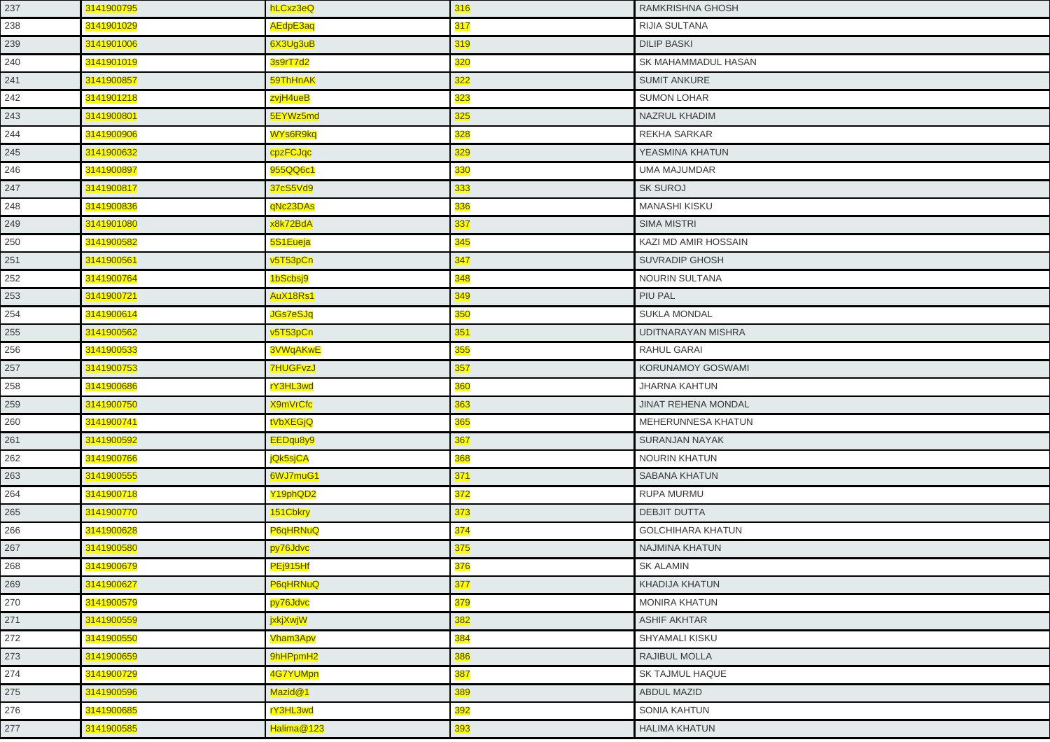| | | | | |
|---|---|---|---|---|
| 237 | 3141900795 | hLCxz3eQ | 316 | RAMKRISHNA GHOSH |
| 238 | 3141901029 | AEdpE3aq | 317 | RIJIA SULTANA |
| 239 | 3141901006 | 6X3Ug3uB | 319 | DILIP BASKI |
| 240 | 3141901019 | 3s9rT7d2 | 320 | SK MAHAMMADUL HASAN |
| 241 | 3141900857 | 59ThHnAK | 322 | SUMIT ANKURE |
| 242 | 3141901218 | zvjH4ueB | 323 | SUMON LOHAR |
| 243 | 3141900801 | 5EYWz5md | 325 | NAZRUL KHADIM |
| 244 | 3141900906 | WYs6R9kq | 328 | REKHA SARKAR |
| 245 | 3141900632 | cpzFCJqc | 329 | YEASMINA KHATUN |
| 246 | 3141900897 | 955QQ6c1 | 330 | UMA MAJUMDAR |
| 247 | 3141900817 | 37cS5Vd9 | 333 | SK SUROJ |
| 248 | 3141900836 | qNc23DAs | 336 | MANASHI KISKU |
| 249 | 3141901080 | x8k72BdA | 337 | SIMA MISTRI |
| 250 | 3141900582 | 5S1Eueja | 345 | KAZI MD AMIR HOSSAIN |
| 251 | 3141900561 | v5T53pCn | 347 | SUVRADIP GHOSH |
| 252 | 3141900764 | 1bScbsj9 | 348 | NOURIN SULTANA |
| 253 | 3141900721 | AuX18Rs1 | 349 | PIU PAL |
| 254 | 3141900614 | JGs7eSJq | 350 | SUKLA MONDAL |
| 255 | 3141900562 | v5T53pCn | 351 | UDITNARAYAN MISHRA |
| 256 | 3141900533 | 3VWqAKwE | 355 | RAHUL GARAI |
| 257 | 3141900753 | 7HUGFvzJ | 357 | KORUNAMOY GOSWAMI |
| 258 | 3141900686 | rY3HL3wd | 360 | JHARNA KAHTUN |
| 259 | 3141900750 | X9mVrCfc | 363 | JINAT REHENA MONDAL |
| 260 | 3141900741 | tVbXEGjQ | 365 | MEHERUNNESA KHATUN |
| 261 | 3141900592 | EEDqu8y9 | 367 | SURANJAN NAYAK |
| 262 | 3141900766 | jQk5sjCA | 368 | NOURIN KHATUN |
| 263 | 3141900555 | 6WJ7muG1 | 371 | SABANA KHATUN |
| 264 | 3141900718 | Y19phQD2 | 372 | RUPA MURMU |
| 265 | 3141900770 | 151Cbkry | 373 | DEBJIT DUTTA |
| 266 | 3141900628 | P6qHRNuQ | 374 | GOLCHIHARA KHATUN |
| 267 | 3141900580 | py76Jdvc | 375 | NAJMINA KHATUN |
| 268 | 3141900679 | PEj915Hf | 376 | SK ALAMIN |
| 269 | 3141900627 | P6qHRNuQ | 377 | KHADIJA KHATUN |
| 270 | 3141900579 | py76Jdvc | 379 | MONIRA KHATUN |
| 271 | 3141900559 | jxkjXwjW | 382 | ASHIF AKHTAR |
| 272 | 3141900550 | Vham3Apv | 384 | SHYAMALI KISKU |
| 273 | 3141900659 | 9hHPpmH2 | 386 | RAJIBUL MOLLA |
| 274 | 3141900729 | 4G7YUMpn | 387 | SK TAJMUL HAQUE |
| 275 | 3141900596 | Mazid@1 | 389 | ABDUL MAZID |
| 276 | 3141900685 | rY3HL3wd | 392 | SONIA KAHTUN |
| 277 | 3141900585 | Halima@123 | 393 | HALIMA KHATUN |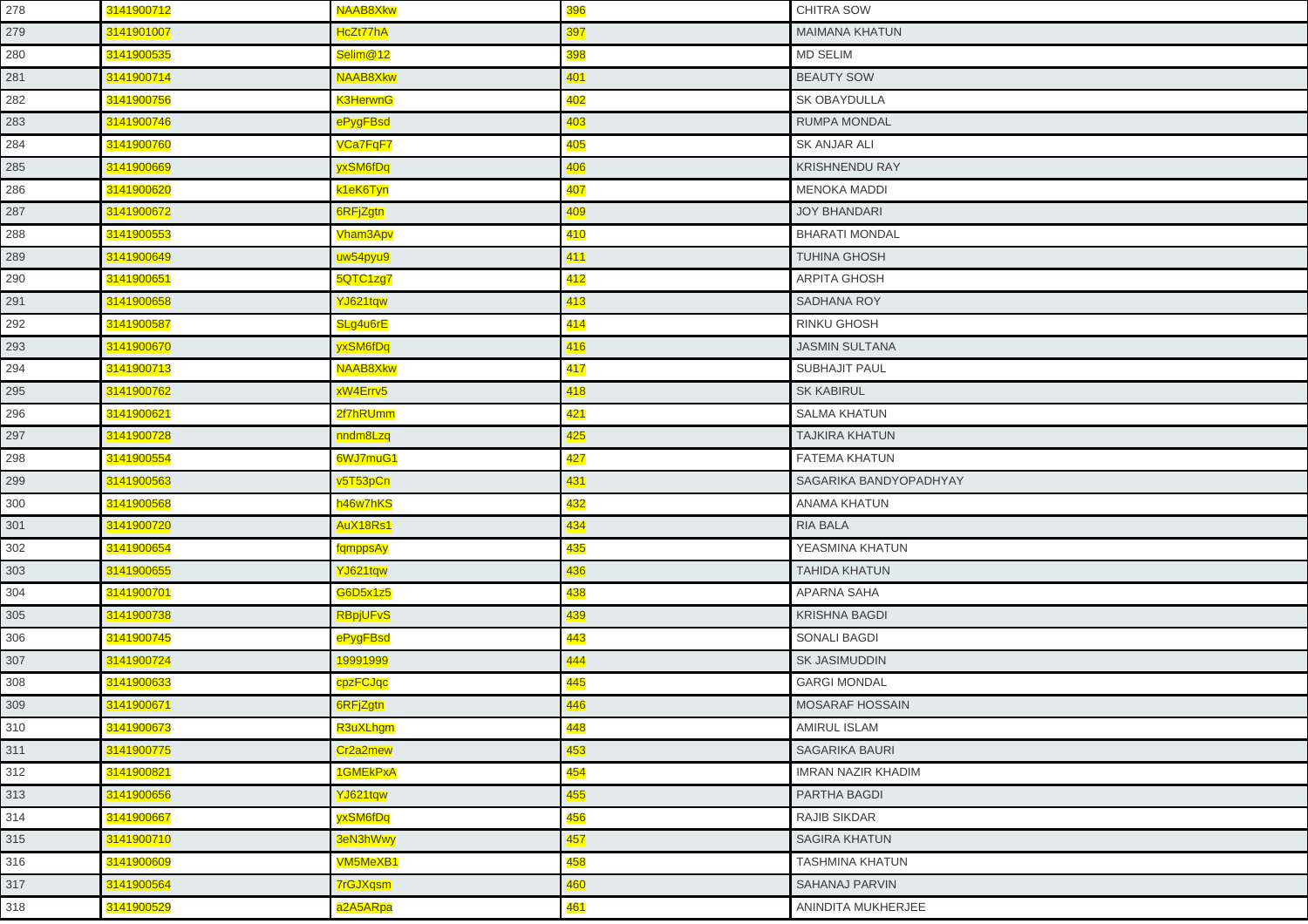| | | | | |
|---|---|---|---|---|
| 278 | 3141900712 | NAAB8Xkw | 396 | CHITRA SOW |
| 279 | 3141901007 | HcZt77hA | 397 | MAIMANA KHATUN |
| 280 | 3141900535 | Selim@12 | 398 | MD SELIM |
| 281 | 3141900714 | NAAB8Xkw | 401 | BEAUTY SOW |
| 282 | 3141900756 | K3HerwnG | 402 | SK OBAYDULLA |
| 283 | 3141900746 | ePygFBsd | 403 | RUMPA MONDAL |
| 284 | 3141900760 | VCa7FqF7 | 405 | SK ANJAR ALI |
| 285 | 3141900669 | yxSM6fDq | 406 | KRISHNENDU RAY |
| 286 | 3141900620 | k1eK6Tyn | 407 | MENOKA MADDI |
| 287 | 3141900672 | 6RFjZgtn | 409 | JOY BHANDARI |
| 288 | 3141900553 | Vham3Apv | 410 | BHARATI MONDAL |
| 289 | 3141900649 | uw54pyu9 | 411 | TUHINA GHOSH |
| 290 | 3141900651 | 5QTC1zg7 | 412 | ARPITA GHOSH |
| 291 | 3141900658 | YJ621tqw | 413 | SADHANA ROY |
| 292 | 3141900587 | SLg4u6rE | 414 | RINKU GHOSH |
| 293 | 3141900670 | yxSM6fDq | 416 | JASMIN SULTANA |
| 294 | 3141900713 | NAAB8Xkw | 417 | SUBHAJIT PAUL |
| 295 | 3141900762 | xW4Errv5 | 418 | SK KABIRUL |
| 296 | 3141900621 | 2f7hRUmm | 421 | SALMA KHATUN |
| 297 | 3141900728 | nndm8Lzq | 425 | TAJKIRA KHATUN |
| 298 | 3141900554 | 6WJ7muG1 | 427 | FATEMA KHATUN |
| 299 | 3141900563 | v5T53pCn | 431 | SAGARIKA BANDYOPADHYAY |
| 300 | 3141900568 | h46w7hKS | 432 | ANAMA KHATUN |
| 301 | 3141900720 | AuX18Rs1 | 434 | RIA BALA |
| 302 | 3141900654 | fqmppsAy | 435 | YEASMINA KHATUN |
| 303 | 3141900655 | YJ621tqw | 436 | TAHIDA KHATUN |
| 304 | 3141900701 | G6D5x1z5 | 438 | APARNA SAHA |
| 305 | 3141900738 | RBpjUFvS | 439 | KRISHNA BAGDI |
| 306 | 3141900745 | ePygFBsd | 443 | SONALI BAGDI |
| 307 | 3141900724 | 19991999 | 444 | SK JASIMUDDIN |
| 308 | 3141900633 | cpzFCJqc | 445 | GARGI MONDAL |
| 309 | 3141900671 | 6RFjZgtn | 446 | MOSARAF HOSSAIN |
| 310 | 3141900673 | R3uXLhgm | 448 | AMIRUL ISLAM |
| 311 | 3141900775 | Cr2a2mew | 453 | SAGARIKA BAURI |
| 312 | 3141900821 | 1GMEkPxA | 454 | IMRAN NAZIR KHADIM |
| 313 | 3141900656 | YJ621tqw | 455 | PARTHA BAGDI |
| 314 | 3141900667 | yxSM6fDq | 456 | RAJIB SIKDAR |
| 315 | 3141900710 | 3eN3hWwy | 457 | SAGIRA KHATUN |
| 316 | 3141900609 | VM5MeXB1 | 458 | TASHMINA KHATUN |
| 317 | 3141900564 | 7rGJXqsm | 460 | SAHANAJ PARVIN |
| 318 | 3141900529 | a2A5ARpa | 461 | ANINDITA MUKHERJEE |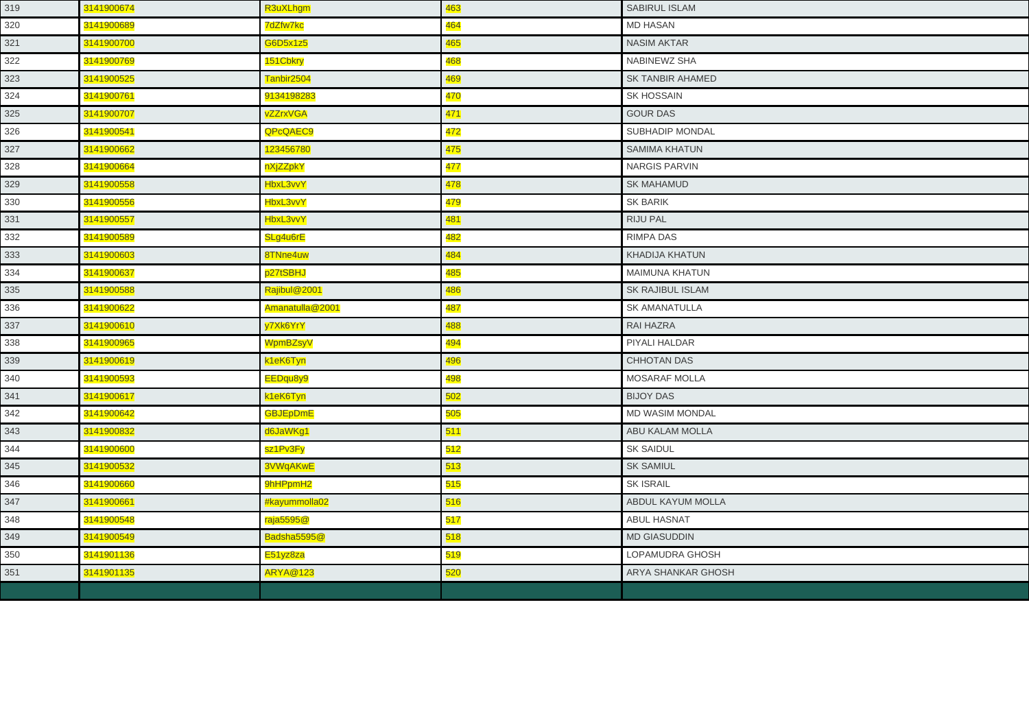| | | | | |
|---|---|---|---|---|
| 319 | 3141900674 | R3uXLhgm | 463 | SABIRUL ISLAM |
| 320 | 3141900689 | 7dZfw7kc | 464 | MD HASAN |
| 321 | 3141900700 | G6D5x1z5 | 465 | NASIM AKTAR |
| 322 | 3141900769 | 151Cbkry | 468 | NABINEWZ SHA |
| 323 | 3141900525 | Tanbir2504 | 469 | SK TANBIR AHAMED |
| 324 | 3141900761 | 9134198283 | 470 | SK HOSSAIN |
| 325 | 3141900707 | vZZrxVGA | 471 | GOUR DAS |
| 326 | 3141900541 | QPcQAEC9 | 472 | SUBHADIP MONDAL |
| 327 | 3141900662 | 123456780 | 475 | SAMIMA KHATUN |
| 328 | 3141900664 | nXjZZpkY | 477 | NARGIS PARVIN |
| 329 | 3141900558 | HbxL3vvY | 478 | SK MAHAMUD |
| 330 | 3141900556 | HbxL3vvY | 479 | SK BARIK |
| 331 | 3141900557 | HbxL3vvY | 481 | RIJU PAL |
| 332 | 3141900589 | SLg4u6rE | 482 | RIMPA DAS |
| 333 | 3141900603 | 8TNne4uw | 484 | KHADIJA KHATUN |
| 334 | 3141900637 | p27tSBHJ | 485 | MAIMUNA KHATUN |
| 335 | 3141900588 | Rajibul@2001 | 486 | SK RAJIBUL ISLAM |
| 336 | 3141900622 | Amanatulla@2001 | 487 | SK AMANATULLA |
| 337 | 3141900610 | y7Xk6YrY | 488 | RAI HAZRA |
| 338 | 3141900965 | WpmBZsyV | 494 | PIYALI HALDAR |
| 339 | 3141900619 | k1eK6Tyn | 496 | CHHOTAN DAS |
| 340 | 3141900593 | EEDqu8y9 | 498 | MOSARAF MOLLA |
| 341 | 3141900617 | k1eK6Tyn | 502 | BIJOY DAS |
| 342 | 3141900642 | GBJEpDmE | 505 | MD WASIM MONDAL |
| 343 | 3141900832 | d6JaWKg1 | 511 | ABU KALAM MOLLA |
| 344 | 3141900600 | sz1Pv3Fy | 512 | SK SAIDUL |
| 345 | 3141900532 | 3VWqAKwE | 513 | SK SAMIUL |
| 346 | 3141900660 | 9hHPpmH2 | 515 | SK ISRAIL |
| 347 | 3141900661 | #kayummolla02 | 516 | ABDUL KAYUM MOLLA |
| 348 | 3141900548 | raja5595@ | 517 | ABUL HASNAT |
| 349 | 3141900549 | Badsha5595@ | 518 | MD GIASUDDIN |
| 350 | 3141901136 | E51yz8za | 519 | LOPAMUDRA GHOSH |
| 351 | 3141901135 | ARYA@123 | 520 | ARYA SHANKAR GHOSH |